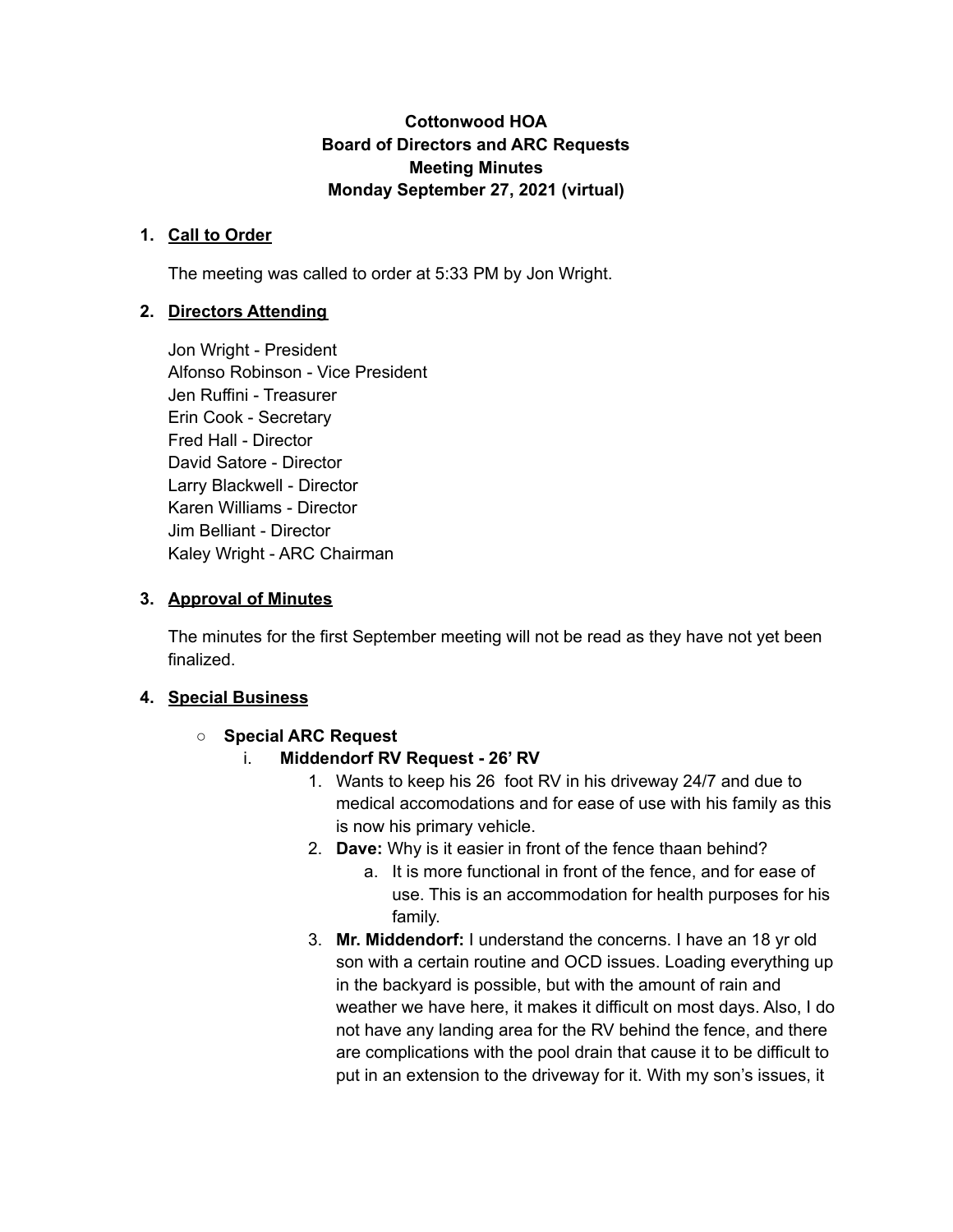**Cottonwood HOA**
**Board of Directors and ARC Requests**
**Meeting Minutes**
**Monday September 27, 2021 (virtual)**

1. **Call to Order**

   The meeting was called to order at 5:33 PM by Jon Wright.

2. **Directors Attending**

   Jon Wright - President
   Alfonso Robinson - Vice President
   Jen Ruffini - Treasurer
   Erin Cook - Secretary
   Fred Hall - Director
   David Satore - Director
   Larry Blackwell - Director
   Karen Williams - Director
   Jim Belliant - Director
   Kaley Wright - ARC Chairman

3. **Approval of Minutes**

   The minutes for the first September meeting will not be read as they have not yet been finalized.

4. **Special Business**

   - **Special ARC Request**
     i. **Middendorf RV Request - 26' RV**
        1. Wants to keep his 26  foot RV in his driveway 24/7 and due to medical accomodations and for ease of use with his family as this is now his primary vehicle.
        2. **Dave:** Why is it easier in front of the fence thaan behind?
           a. It is more functional in front of the fence, and for ease of use. This is an accommodation for health purposes for his family.
        3. **Mr. Middendorf:** I understand the concerns. I have an 18 yr old son with a certain routine and OCD issues. Loading everything up in the backyard is possible, but with the amount of rain and weather we have here, it makes it difficult on most days. Also, I do not have any landing area for the RV behind the fence, and there are complications with the pool drain that cause it to be difficult to put in an extension to the driveway for it. With my son's issues, it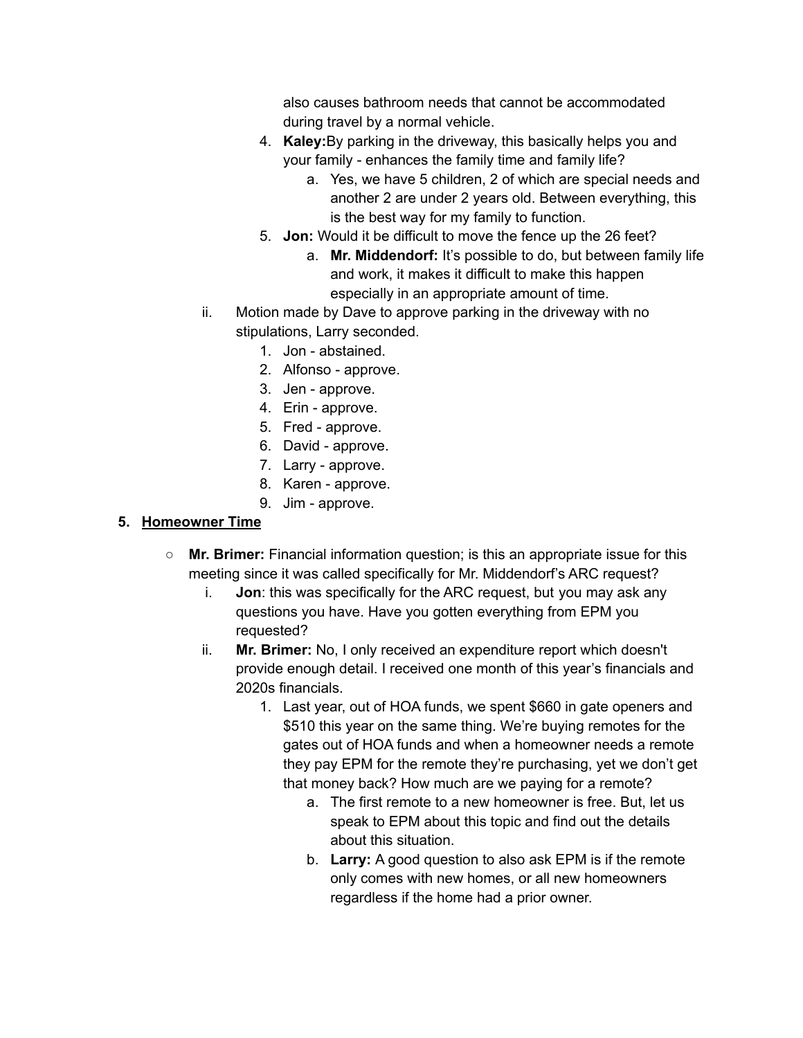also causes bathroom needs that cannot be accommodated during travel by a normal vehicle.

4. **Kaley:** By parking in the driveway, this basically helps you and your family - enhances the family time and family life?
    a. Yes, we have 5 children, 2 of which are special needs and another 2 are under 2 years old. Between everything, this is the best way for my family to function.
5. **Jon:** Would it be difficult to move the fence up the 26 feet?
    a. **Mr. Middendorf:** It's possible to do, but between family life and work, it makes it difficult to make this happen especially in an appropriate amount of time.

ii. Motion made by Dave to approve parking in the driveway with no stipulations, Larry seconded.

1. Jon - abstained.
2. Alfonso - approve.
3. Jen - approve.
4. Erin - approve.
5. Fred - approve.
6. David - approve.
7. Larry - approve.
8. Karen - approve.
9. Jim - approve.

## 5. Homeowner Time

- **Mr. Brimer:** Financial information question; is this an appropriate issue for this meeting since it was called specifically for Mr. Middendorf's ARC request?
    i. **Jon**: this was specifically for the ARC request, but you may ask any questions you have. Have you gotten everything from EPM you requested?
    ii. **Mr. Brimer:** No, I only received an expenditure report which doesn't provide enough detail. I received one month of this year's financials and 2020s financials.
        1. Last year, out of HOA funds, we spent $660 in gate openers and $510 this year on the same thing. We're buying remotes for the gates out of HOA funds and when a homeowner needs a remote they pay EPM for the remote they're purchasing, yet we don't get that money back? How much are we paying for a remote?
            a. The first remote to a new homeowner is free. But, let us speak to EPM about this topic and find out the details about this situation.
            b. **Larry:** A good question to also ask EPM is if the remote only comes with new homes, or all new homeowners regardless if the home had a prior owner.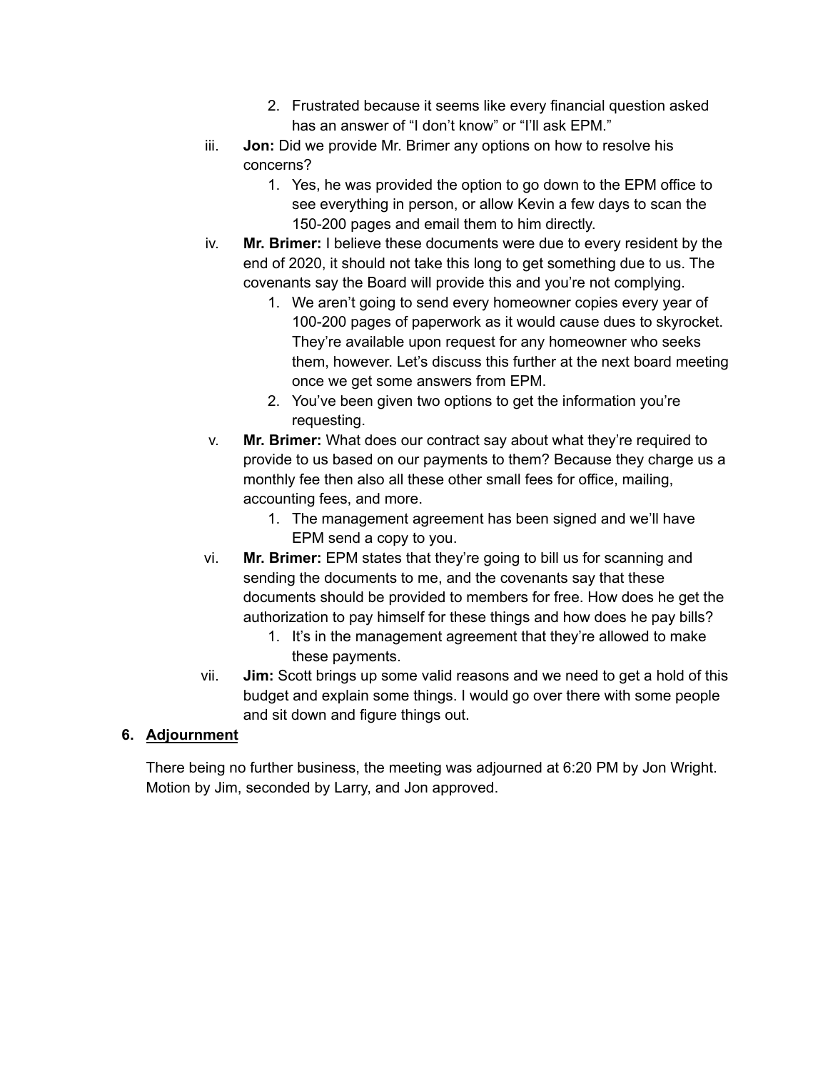2. Frustrated because it seems like every financial question asked has an answer of "I don't know" or "I'll ask EPM."

   iii. **Jon:** Did we provide Mr. Brimer any options on how to resolve his concerns?
      1. Yes, he was provided the option to go down to the EPM office to see everything in person, or allow Kevin a few days to scan the 150-200 pages and email them to him directly.

   iv. **Mr. Brimer:** I believe these documents were due to every resident by the end of 2020, it should not take this long to get something due to us. The covenants say the Board will provide this and you're not complying.
      1. We aren't going to send every homeowner copies every year of 100-200 pages of paperwork as it would cause dues to skyrocket. They're available upon request for any homeowner who seeks them, however. Let's discuss this further at the next board meeting once we get some answers from EPM.
      2. You've been given two options to get the information you're requesting.

   v. **Mr. Brimer:** What does our contract say about what they're required to provide to us based on our payments to them? Because they charge us a monthly fee then also all these other small fees for office, mailing, accounting fees, and more.
      1. The management agreement has been signed and we'll have EPM send a copy to you.

   vi. **Mr. Brimer:** EPM states that they're going to bill us for scanning and sending the documents to me, and the covenants say that these documents should be provided to members for free. How does he get the authorization to pay himself for these things and how does he pay bills?
      1. It's in the management agreement that they're allowed to make these payments.

   vii. **Jim:** Scott brings up some valid reasons and we need to get a hold of this budget and explain some things. I would go over there with some people and sit down and figure things out.

6. **Adjournment**

   There being no further business, the meeting was adjourned at 6:20 PM by Jon Wright. Motion by Jim, seconded by Larry, and Jon approved.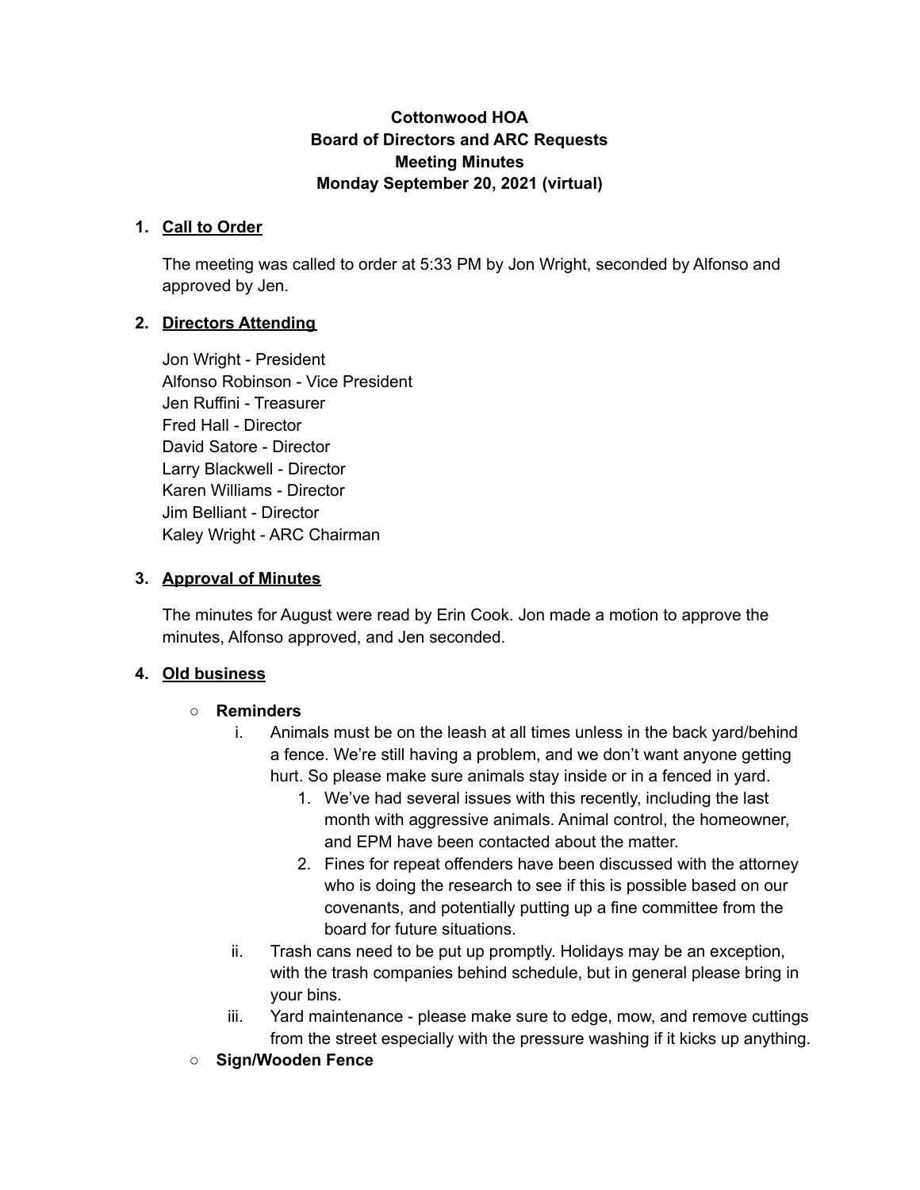**Cottonwood HOA**
**Board of Directors and ARC Requests**
**Meeting Minutes**
**Monday September 20, 2021 (virtual)**

1. **Call to Order**

   The meeting was called to order at 5:33 PM by Jon Wright, seconded by Alfonso and approved by Jen.

2. **Directors Attending**

   Jon Wright - President
   Alfonso Robinson - Vice President
   Jen Ruffini - Treasurer
   Fred Hall - Director
   David Satore - Director
   Larry Blackwell - Director
   Karen Williams - Director
   Jim Belliant - Director
   Kaley Wright - ARC Chairman

3. **Approval of Minutes**

   The minutes for August were read by Erin Cook. Jon made a motion to approve the minutes, Alfonso approved, and Jen seconded.

4. **Old business**

   - **Reminders**
     i. Animals must be on the leash at all times unless in the back yard/behind a fence. We're still having a problem, and we don't want anyone getting hurt. So please make sure animals stay inside or in a fenced in yard.
        1. We've had several issues with this recently, including the last month with aggressive animals. Animal control, the homeowner, and EPM have been contacted about the matter.
        2. Fines for repeat offenders have been discussed with the attorney who is doing the research to see if this is possible based on our covenants, and potentially putting up a fine committee from the board for future situations.

     ii. Trash cans need to be put up promptly. Holidays may be an exception, with the trash companies behind schedule, but in general please bring in your bins.

     iii. Yard maintenance - please make sure to edge, mow, and remove cuttings from the street especially with the pressure washing if it kicks up anything.
   - **Sign/Wooden Fence**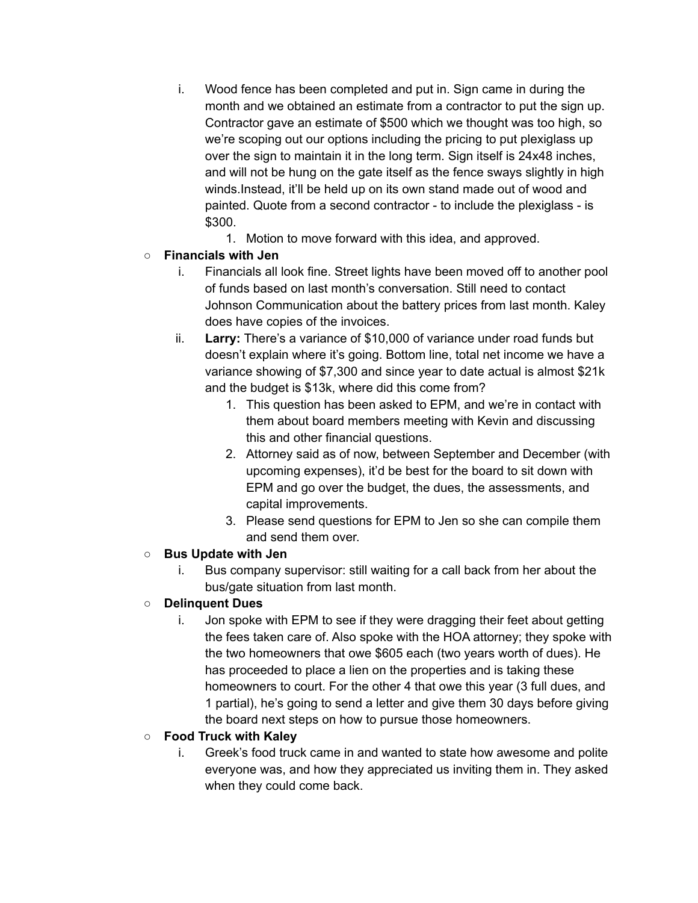i. Wood fence has been completed and put in. Sign came in during the month and we obtained an estimate from a contractor to put the sign up. Contractor gave an estimate of $500 which we thought was too high, so we're scoping out our options including the pricing to put plexiglass up over the sign to maintain it in the long term. Sign itself is 24x48 inches, and will not be hung on the gate itself as the fence sways slightly in high winds.Instead, it'll be held up on its own stand made out of wood and painted. Quote from a second contractor - to include the plexiglass - is $300.
      1. Motion to move forward with this idea, and approved.

- **Financials with Jen**
   i. Financials all look fine. Street lights have been moved off to another pool of funds based on last month's conversation. Still need to contact Johnson Communication about the battery prices from last month. Kaley does have copies of the invoices.
   ii. **Larry:** There's a variance of $10,000 of variance under road funds but doesn't explain where it's going. Bottom line, total net income we have a variance showing of $7,300 and since year to date actual is almost $21k and the budget is $13k, where did this come from?
      1. This question has been asked to EPM, and we're in contact with them about board members meeting with Kevin and discussing this and other financial questions.
      2. Attorney said as of now, between September and December (with upcoming expenses), it'd be best for the board to sit down with EPM and go over the budget, the dues, the assessments, and capital improvements.
      3. Please send questions for EPM to Jen so she can compile them and send them over.

- **Bus Update with Jen**
   i. Bus company supervisor: still waiting for a call back from her about the bus/gate situation from last month.

- **Delinquent Dues**
   i. Jon spoke with EPM to see if they were dragging their feet about getting the fees taken care of. Also spoke with the HOA attorney; they spoke with the two homeowners that owe $605 each (two years worth of dues). He has proceeded to place a lien on the properties and is taking these homeowners to court. For the other 4 that owe this year (3 full dues, and 1 partial), he's going to send a letter and give them 30 days before giving the board next steps on how to pursue those homeowners.

- **Food Truck with Kaley**
   i. Greek's food truck came in and wanted to state how awesome and polite everyone was, and how they appreciated us inviting them in. They asked when they could come back.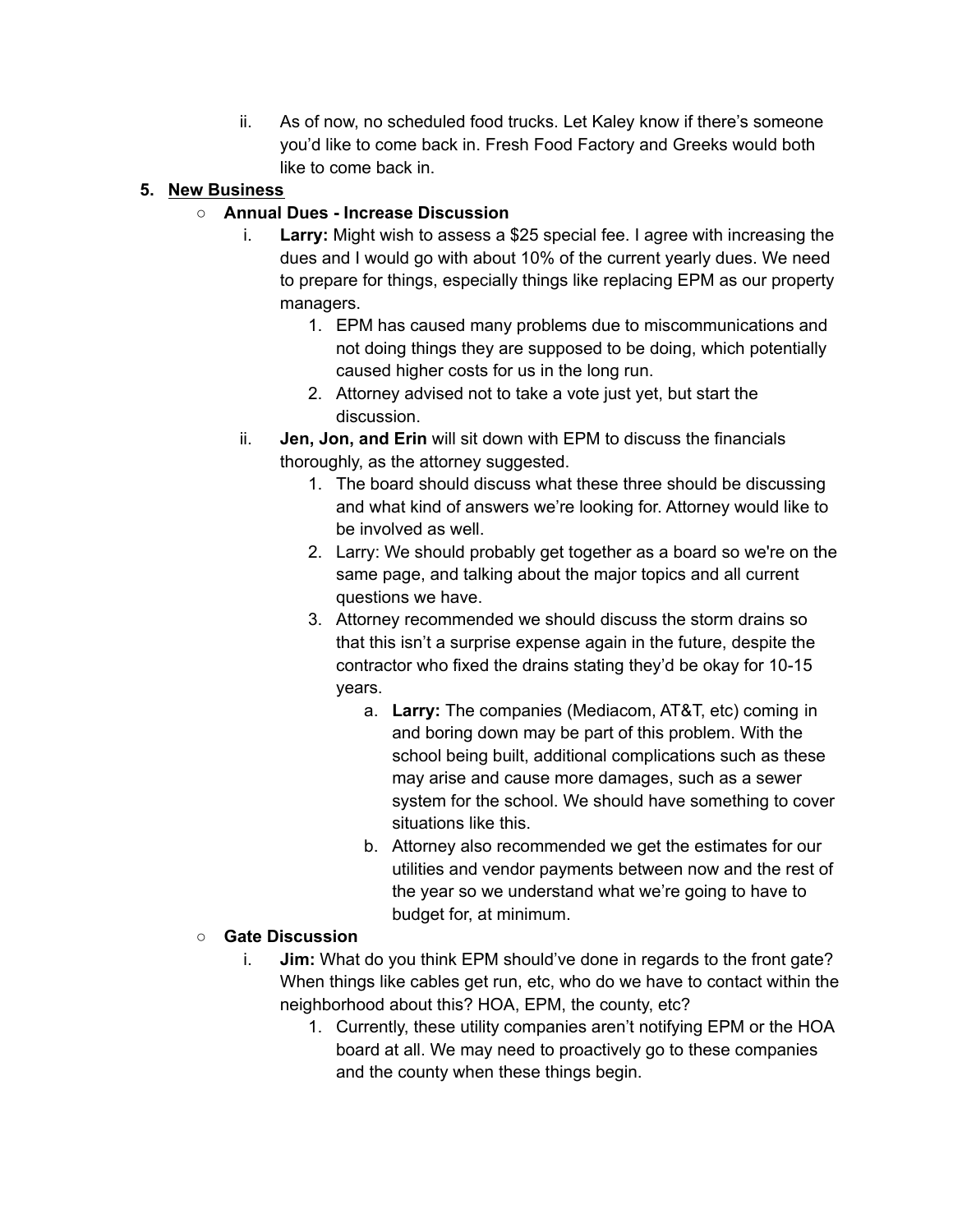ii. As of now, no scheduled food trucks. Let Kaley know if there's someone you'd like to come back in. Fresh Food Factory and Greeks would both like to come back in.

5. **New Business**

- **Annual Dues - Increase Discussion**
    i. **Larry:** Might wish to assess a $25 special fee. I agree with increasing the dues and I would go with about 10% of the current yearly dues. We need to prepare for things, especially things like replacing EPM as our property managers.
        1. EPM has caused many problems due to miscommunications and not doing things they are supposed to be doing, which potentially caused higher costs for us in the long run.
        2. Attorney advised not to take a vote just yet, but start the discussion.

    ii. **Jen, Jon, and Erin** will sit down with EPM to discuss the financials thoroughly, as the attorney suggested.
        1. The board should discuss what these three should be discussing and what kind of answers we're looking for. Attorney would like to be involved as well.
        2. Larry: We should probably get together as a board so we're on the same page, and talking about the major topics and all current questions we have.
        3. Attorney recommended we should discuss the storm drains so that this isn't a surprise expense again in the future, despite the contractor who fixed the drains stating they'd be okay for 10-15 years.
            a. **Larry:** The companies (Mediacom, AT&T, etc) coming in and boring down may be part of this problem. With the school being built, additional complications such as these may arise and cause more damages, such as a sewer system for the school. We should have something to cover situations like this.
            b. Attorney also recommended we get the estimates for our utilities and vendor payments between now and the rest of the year so we understand what we're going to have to budget for, at minimum.

- **Gate Discussion**
    i. **Jim:** What do you think EPM should've done in regards to the front gate? When things like cables get run, etc, who do we have to contact within the neighborhood about this? HOA, EPM, the county, etc?
        1. Currently, these utility companies aren't notifying EPM or the HOA board at all. We may need to proactively go to these companies and the county when these things begin.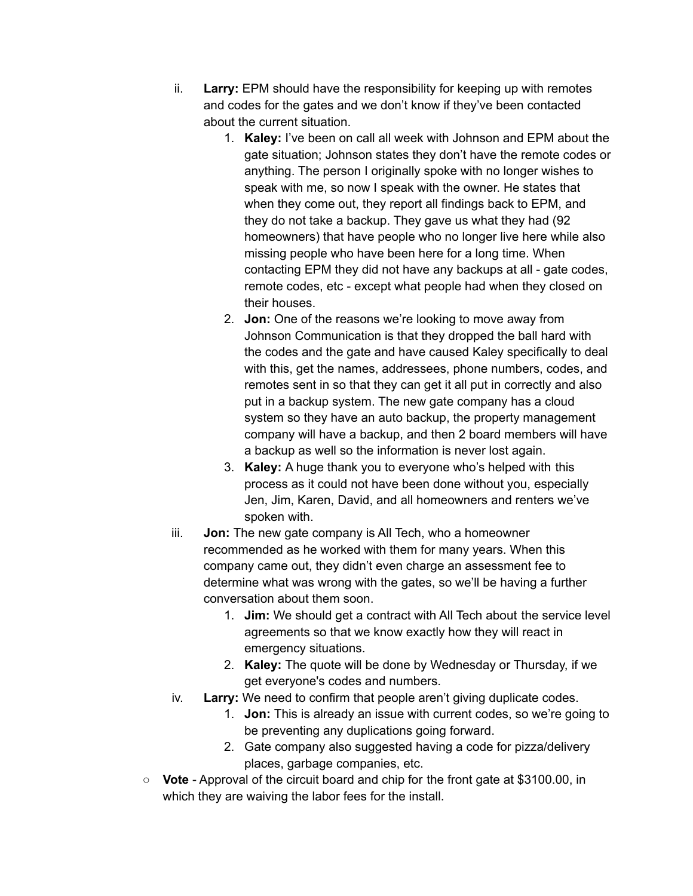ii. **Larry:** EPM should have the responsibility for keeping up with remotes and codes for the gates and we don't know if they've been contacted about the current situation.
    1. **Kaley:** I've been on call all week with Johnson and EPM about the gate situation; Johnson states they don't have the remote codes or anything. The person I originally spoke with no longer wishes to speak with me, so now I speak with the owner. He states that when they come out, they report all findings back to EPM, and they do not take a backup. They gave us what they had (92 homeowners) that have people who no longer live here while also missing people who have been here for a long time. When contacting EPM they did not have any backups at all - gate codes, remote codes, etc - except what people had when they closed on their houses.
    2. **Jon:** One of the reasons we're looking to move away from Johnson Communication is that they dropped the ball hard with the codes and the gate and have caused Kaley specifically to deal with this, get the names, addressees, phone numbers, codes, and remotes sent in so that they can get it all put in correctly and also put in a backup system. The new gate company has a cloud system so they have an auto backup, the property management company will have a backup, and then 2 board members will have a backup as well so the information is never lost again.
    3. **Kaley:** A huge thank you to everyone who's helped with this process as it could not have been done without you, especially Jen, Jim, Karen, David, and all homeowners and renters we've spoken with.

iii. **Jon:** The new gate company is All Tech, who a homeowner recommended as he worked with them for many years. When this company came out, they didn't even charge an assessment fee to determine what was wrong with the gates, so we'll be having a further conversation about them soon.
    1. **Jim:** We should get a contract with All Tech about the service level agreements so that we know exactly how they will react in emergency situations.
    2. **Kaley:** The quote will be done by Wednesday or Thursday, if we get everyone's codes and numbers.

iv. **Larry:** We need to confirm that people aren't giving duplicate codes.
    1. **Jon:** This is already an issue with current codes, so we're going to be preventing any duplications going forward.
    2. Gate company also suggested having a code for pizza/delivery places, garbage companies, etc.

- **Vote** - Approval of the circuit board and chip for the front gate at $3100.00, in which they are waiving the labor fees for the install.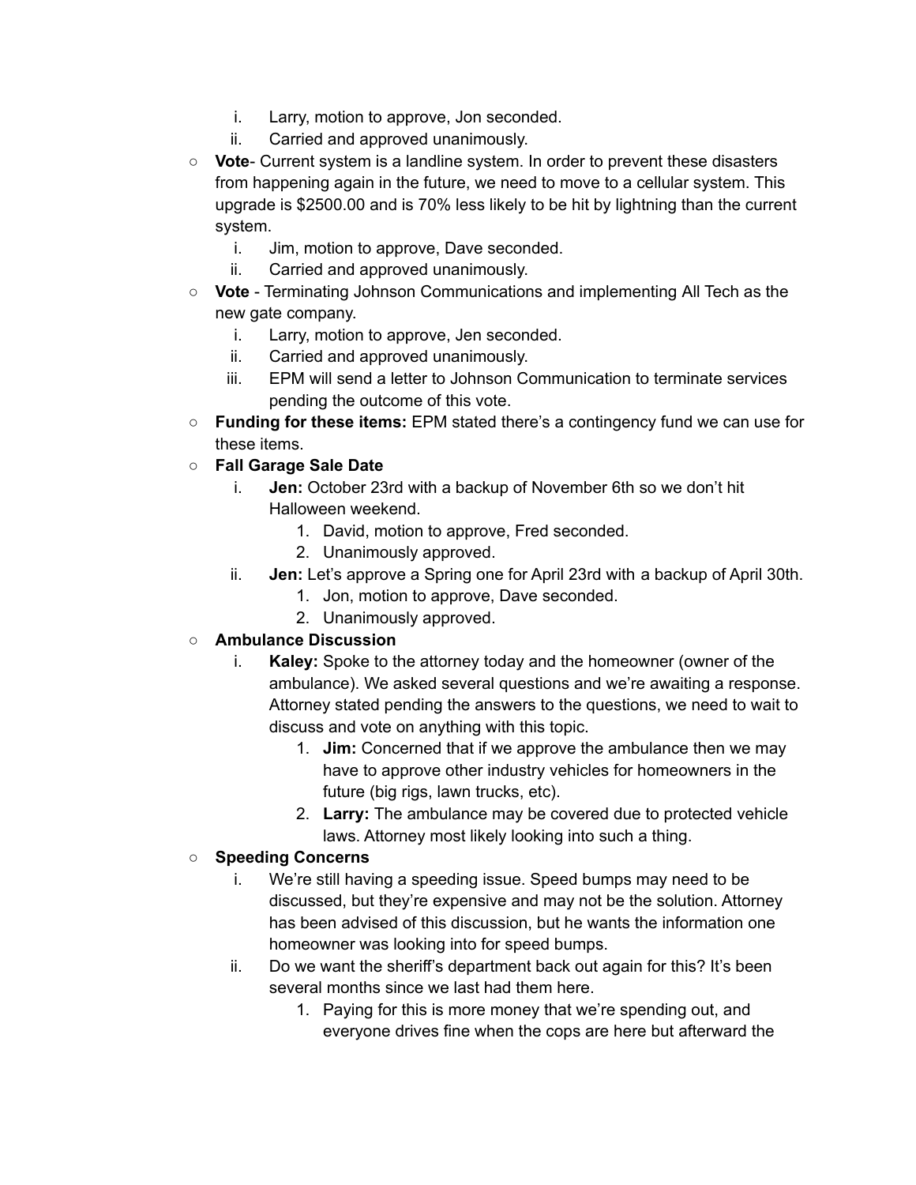i. Larry, motion to approve, Jon seconded.
      ii. Carried and approved unanimously.

- **Vote**- Current system is a landline system. In order to prevent these disasters from happening again in the future, we need to move to a cellular system. This upgrade is $2500.00 and is 70% less likely to be hit by lightning than the current system.
   i. Jim, motion to approve, Dave seconded.
   ii. Carried and approved unanimously.
- **Vote** - Terminating Johnson Communications and implementing All Tech as the new gate company.
   i. Larry, motion to approve, Jen seconded.
   ii. Carried and approved unanimously.
   iii. EPM will send a letter to Johnson Communication to terminate services pending the outcome of this vote.
- **Funding for these items:** EPM stated there's a contingency fund we can use for these items.
- **Fall Garage Sale Date**
   i. **Jen:** October 23rd with a backup of November 6th so we don't hit Halloween weekend.
      1. David, motion to approve, Fred seconded.
      2. Unanimously approved.
   ii. **Jen:** Let's approve a Spring one for April 23rd with a backup of April 30th.
      1. Jon, motion to approve, Dave seconded.
      2. Unanimously approved.
- **Ambulance Discussion**
   i. **Kaley:** Spoke to the attorney today and the homeowner (owner of the ambulance). We asked several questions and we're awaiting a response. Attorney stated pending the answers to the questions, we need to wait to discuss and vote on anything with this topic.
      1. **Jim:** Concerned that if we approve the ambulance then we may have to approve other industry vehicles for homeowners in the future (big rigs, lawn trucks, etc).
      2. **Larry:** The ambulance may be covered due to protected vehicle laws. Attorney most likely looking into such a thing.
- **Speeding Concerns**
   i. We're still having a speeding issue. Speed bumps may need to be discussed, but they're expensive and may not be the solution. Attorney has been advised of this discussion, but he wants the information one homeowner was looking into for speed bumps.
   ii. Do we want the sheriff's department back out again for this? It's been several months since we last had them here.
      1. Paying for this is more money that we're spending out, and everyone drives fine when the cops are here but afterward the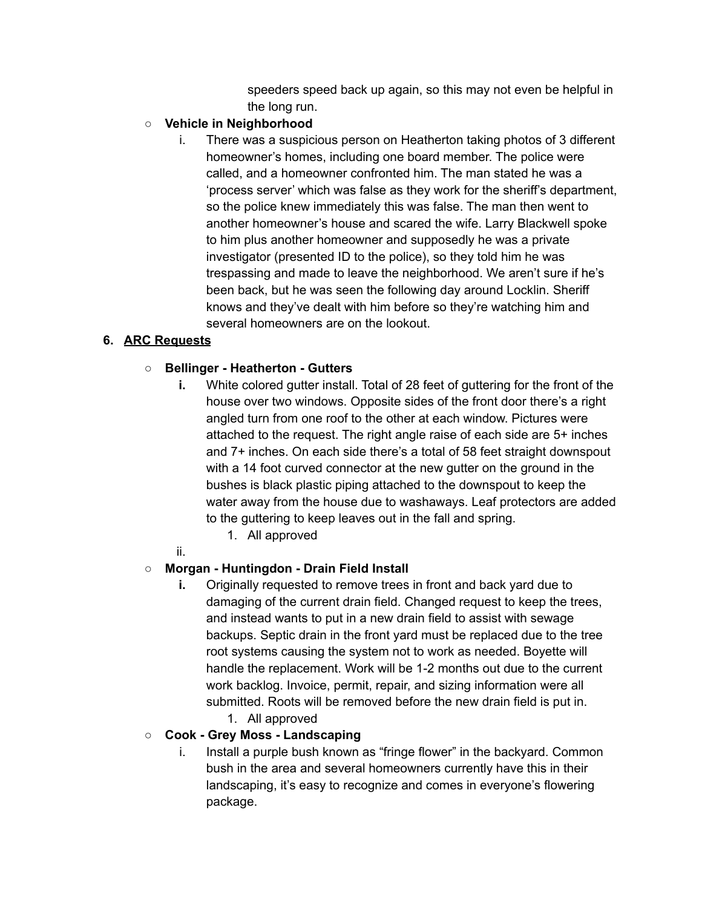speeders speed back up again, so this may not even be helpful in the long run.

- **Vehicle in Neighborhood**
  i. There was a suspicious person on Heatherton taking photos of 3 different homeowner's homes, including one board member. The police were called, and a homeowner confronted him. The man stated he was a 'process server' which was false as they work for the sheriff's department, so the police knew immediately this was false. The man then went to another homeowner's house and scared the wife. Larry Blackwell spoke to him plus another homeowner and supposedly he was a private investigator (presented ID to the police), so they told him he was trespassing and made to leave the neighborhood. We aren't sure if he's been back, but he was seen the following day around Locklin. Sheriff knows and they've dealt with him before so they're watching him and several homeowners are on the lookout.

**6. <u>ARC Requests</u>**

- **Bellinger - Heatherton - Gutters**
  **i.** White colored gutter install. Total of 28 feet of guttering for the front of the house over two windows. Opposite sides of the front door there's a right angled turn from one roof to the other at each window. Pictures were attached to the request. The right angle raise of each side are 5+ inches and 7+ inches. On each side there's a total of 58 feet straight downspout with a 14 foot curved connector at the new gutter on the ground in the bushes is black plastic piping attached to the downspout to keep the water away from the house due to washaways. Leaf protectors are added to the guttering to keep leaves out in the fall and spring.
  1. All approved

  ii.
- **Morgan - Huntingdon - Drain Field Install**
  **i.** Originally requested to remove trees in front and back yard due to damaging of the current drain field. Changed request to keep the trees, and instead wants to put in a new drain field to assist with sewage backups. Septic drain in the front yard must be replaced due to the tree root systems causing the system not to work as needed. Boyette will handle the replacement. Work will be 1-2 months out due to the current work backlog. Invoice, permit, repair, and sizing information were all submitted. Roots will be removed before the new drain field is put in.
  1. All approved
- **Cook - Grey Moss - Landscaping**
  i. Install a purple bush known as "fringe flower" in the backyard. Common bush in the area and several homeowners currently have this in their landscaping, it's easy to recognize and comes in everyone's flowering package.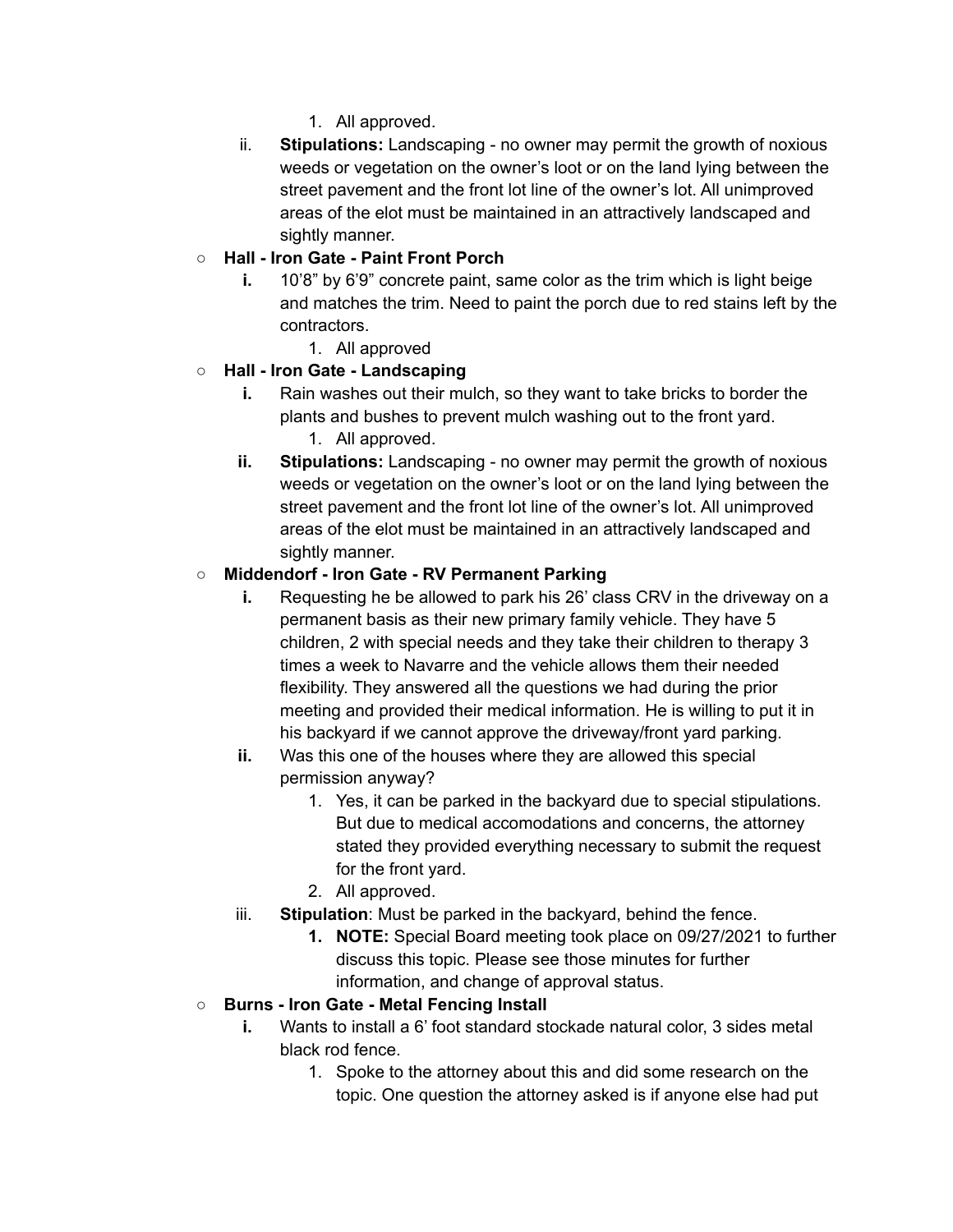1. All approved.
    - ii. **Stipulations:** Landscaping - no owner may permit the growth of noxious weeds or vegetation on the owner's loot or on the land lying between the street pavement and the front lot line of the owner's lot. All unimproved areas of the elot must be maintained in an attractively landscaped and sightly manner.
- **Hall - Iron Gate - Paint Front Porch**
    - **i.** 10'8" by 6'9" concrete paint, same color as the trim which is light beige and matches the trim. Need to paint the porch due to red stains left by the contractors.
        1. All approved
- **Hall - Iron Gate - Landscaping**
    - **i.** Rain washes out their mulch, so they want to take bricks to border the plants and bushes to prevent mulch washing out to the front yard.
        1. All approved.
    - **ii. Stipulations:** Landscaping - no owner may permit the growth of noxious weeds or vegetation on the owner's loot or on the land lying between the street pavement and the front lot line of the owner's lot. All unimproved areas of the elot must be maintained in an attractively landscaped and sightly manner.
- **Middendorf - Iron Gate - RV Permanent Parking**
    - **i.** Requesting he be allowed to park his 26' class CRV in the driveway on a permanent basis as their new primary family vehicle. They have 5 children, 2 with special needs and they take their children to therapy 3 times a week to Navarre and the vehicle allows them their needed flexibility. They answered all the questions we had during the prior meeting and provided their medical information. He is willing to put it in his backyard if we cannot approve the driveway/front yard parking.
    - **ii.** Was this one of the houses where they are allowed this special permission anyway?
        1. Yes, it can be parked in the backyard due to special stipulations. But due to medical accomodations and concerns, the attorney stated they provided everything necessary to submit the request for the front yard.
        2. All approved.
    - iii. **Stipulation**: Must be parked in the backyard, behind the fence.
        1. **NOTE:** Special Board meeting took place on 09/27/2021 to further discuss this topic. Please see those minutes for further information, and change of approval status.
- **Burns - Iron Gate - Metal Fencing Install**
    - **i.** Wants to install a 6' foot standard stockade natural color, 3 sides metal black rod fence.
        1. Spoke to the attorney about this and did some research on the topic. One question the attorney asked is if anyone else had put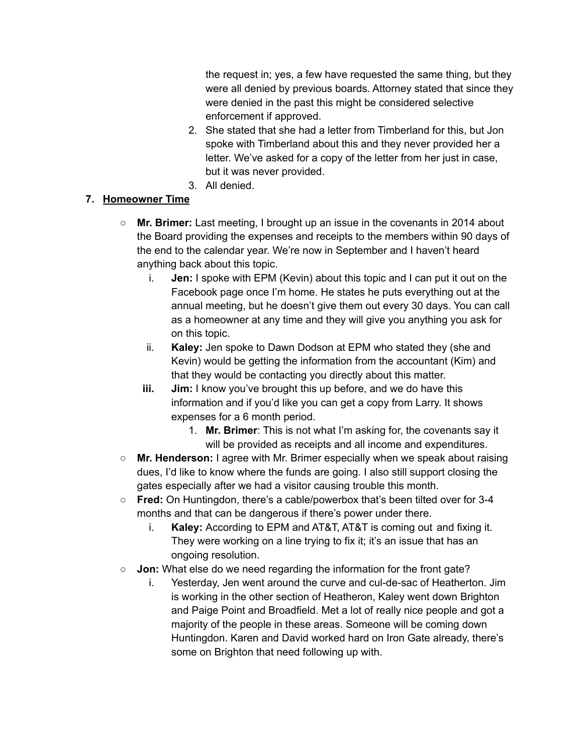the request in; yes, a few have requested the same thing, but they were all denied by previous boards. Attorney stated that since they were denied in the past this might be considered selective enforcement if approved.

2. She stated that she had a letter from Timberland for this, but Jon spoke with Timberland about this and they never provided her a letter. We've asked for a copy of the letter from her just in case, but it was never provided.
3. All denied.

7. **Homeowner Time**

- **Mr. Brimer:** Last meeting, I brought up an issue in the covenants in 2014 about the Board providing the expenses and receipts to the members within 90 days of the end to the calendar year. We're now in September and I haven't heard anything back about this topic.
    - i. **Jen:** I spoke with EPM (Kevin) about this topic and I can put it out on the Facebook page once I'm home. He states he puts everything out at the annual meeting, but he doesn't give them out every 30 days. You can call as a homeowner at any time and they will give you anything you ask for on this topic.
    - ii. **Kaley:** Jen spoke to Dawn Dodson at EPM who stated they (she and Kevin) would be getting the information from the accountant (Kim) and that they would be contacting you directly about this matter.
    - **iii. Jim:** I know you've brought this up before, and we do have this information and if you'd like you can get a copy from Larry. It shows expenses for a 6 month period.
        1. **Mr. Brimer**: This is not what I'm asking for, the covenants say it will be provided as receipts and all income and expenditures.
- **Mr. Henderson:** I agree with Mr. Brimer especially when we speak about raising dues, I'd like to know where the funds are going. I also still support closing the gates especially after we had a visitor causing trouble this month.
- **Fred:** On Huntingdon, there's a cable/powerbox that's been tilted over for 3-4 months and that can be dangerous if there's power under there.
    - i. **Kaley:** According to EPM and AT&T, AT&T is coming out and fixing it. They were working on a line trying to fix it; it's an issue that has an ongoing resolution.
- **Jon:** What else do we need regarding the information for the front gate?
    - i. Yesterday, Jen went around the curve and cul-de-sac of Heatherton. Jim is working in the other section of Heatheron, Kaley went down Brighton and Paige Point and Broadfield. Met a lot of really nice people and got a majority of the people in these areas. Someone will be coming down Huntingdon. Karen and David worked hard on Iron Gate already, there's some on Brighton that need following up with.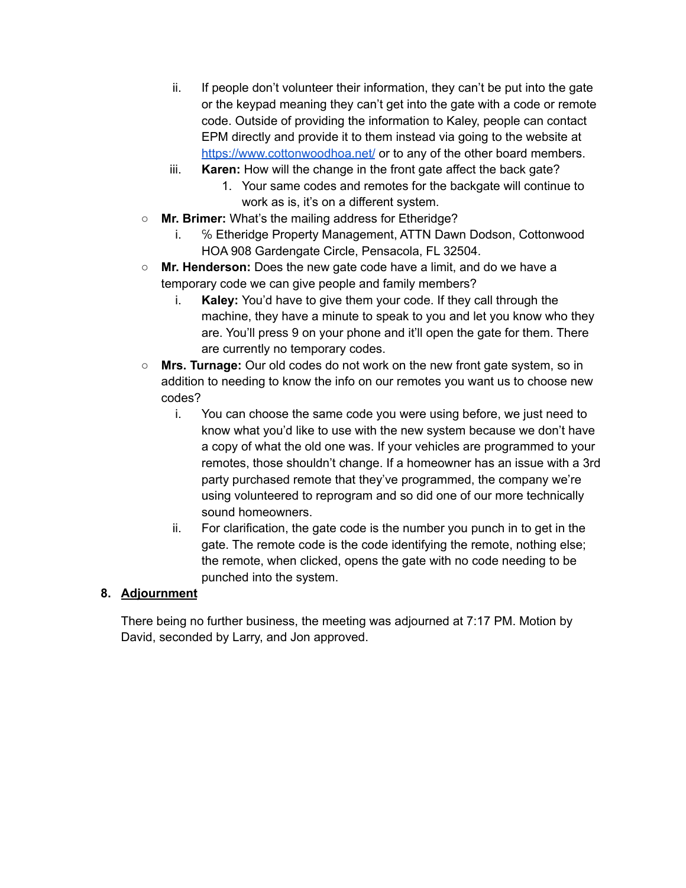ii. If people don't volunteer their information, they can't be put into the gate or the keypad meaning they can't get into the gate with a code or remote code. Outside of providing the information to Kaley, people can contact EPM directly and provide it to them instead via going to the website at [https://www.cottonwoodhoa.net/](https://www.cottonwoodhoa.net/) or to any of the other board members.

   iii. **Karen:** How will the change in the front gate affect the back gate?

      1. Your same codes and remotes for the backgate will continue to work as is, it's on a different system.

- **Mr. Brimer:** What's the mailing address for Etheridge?
   i. ℅ Etheridge Property Management, ATTN Dawn Dodson, Cottonwood HOA 908 Gardengate Circle, Pensacola, FL 32504.

- **Mr. Henderson:** Does the new gate code have a limit, and do we have a temporary code we can give people and family members?
   i. **Kaley:** You'd have to give them your code. If they call through the machine, they have a minute to speak to you and let you know who they are. You'll press 9 on your phone and it'll open the gate for them. There are currently no temporary codes.

- **Mrs. Turnage:** Our old codes do not work on the new front gate system, so in addition to needing to know the info on our remotes you want us to choose new codes?
   i. You can choose the same code you were using before, we just need to know what you'd like to use with the new system because we don't have a copy of what the old one was. If your vehicles are programmed to your remotes, those shouldn't change. If a homeowner has an issue with a 3rd party purchased remote that they've programmed, the company we're using volunteered to reprogram and so did one of our more technically sound homeowners.

   ii. For clarification, the gate code is the number you punch in to get in the gate. The remote code is the code identifying the remote, nothing else; the remote, when clicked, opens the gate with no code needing to be punched into the system.

8. **Adjournment**

There being no further business, the meeting was adjourned at 7:17 PM. Motion by David, seconded by Larry, and Jon approved.